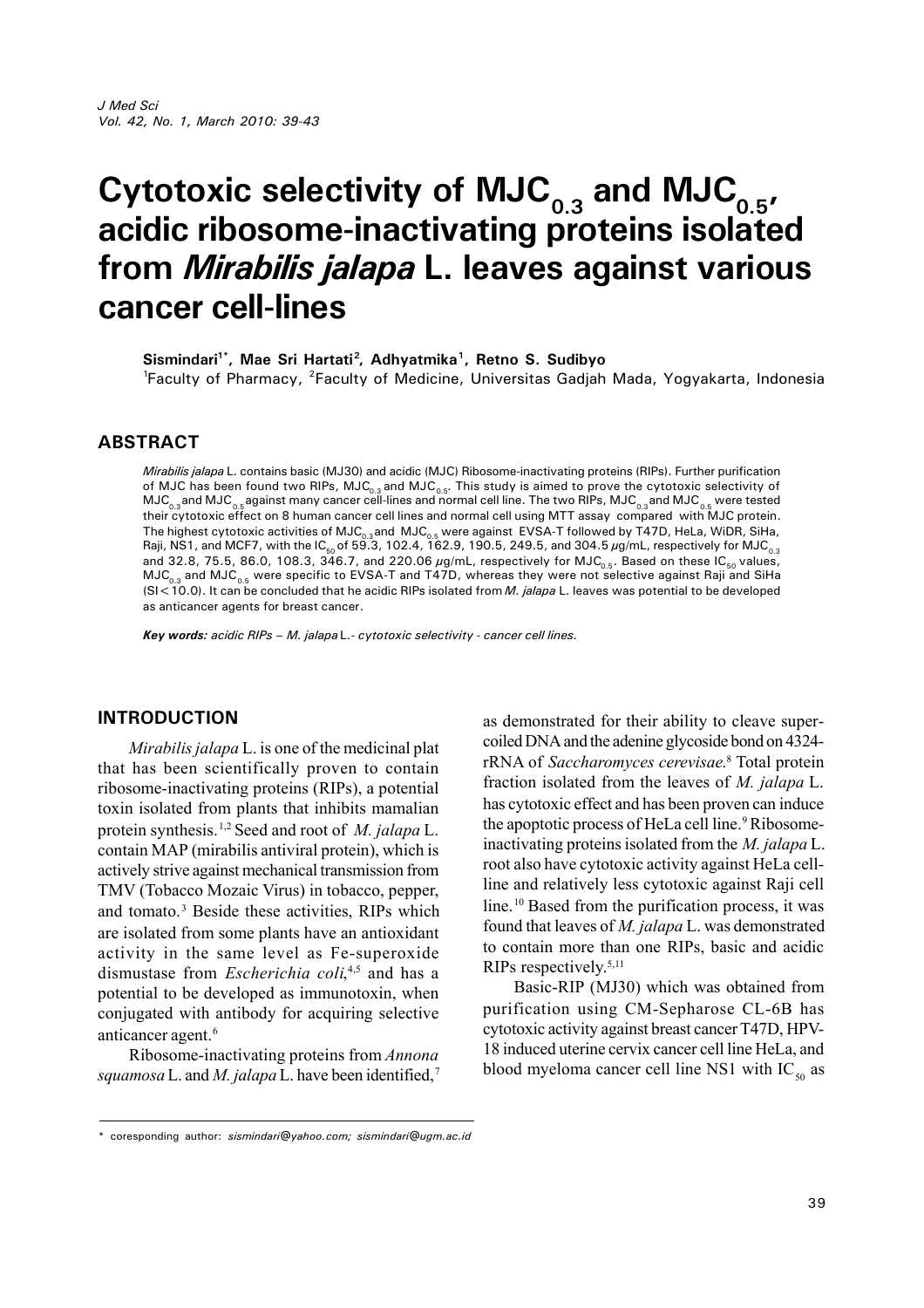# Cytotoxic selectivity of $MJC_{0.3}$ and $MJC_{0.5}$, acidic ribosome-inactivating proteins isolated from *Mirabilis jalapa* L. leaves against various cancer cell-lines

**Sismindari[1*], Mae Sri Hartati[2], Adhyatmika[1], Retno S. Sudibyo**

[1]Faculty of Pharmacy, [2]Faculty of Medicine, Universitas Gadjah Mada, Yogyakarta, Indonesia

## ABSTRACT

*Mirabilis jalapa* L. contains basic (MJ30) and acidic (MJC) Ribosome-inactivating proteins (RIPs). Further purification of MJC has been found two RIPs, $MJC_{0.3}$ and $MJC_{0.5}$. This study is aimed to prove the cytotoxic selectivity of $MJC_{0.3}$ and $MJC_{0.5}$ against many cancer cell-lines and normal cell line. The two RIPs, $MJC_{0.3}$ and $MJC_{0.5}$ were tested their cytotoxic effect on 8 human cancer cell lines and normal cell using MTT assay compared with MJC protein. The highest cytotoxic activities of $MJC_{0.3}$ and $MJC_{0.5}$ were against EVSA-T followed by T47D, HeLa, WiDR, SiHa, Raji, NS1, and MCF7, with the $IC_{50}$ of 59.3, 102.4, 162.9, 190.5, 249.5, and 304.5 $\mu$g/mL, respectively for $MJC_{0.3}$ and 32.8, 75.5, 86.0, 108.3, 346.7, and 220.06 $\mu$g/mL, respectively for $MJC_{0.5}$. Based on these $IC_{50}$ values, $MJC_{0.3}$ and $MJC_{0.5}$ were specific to EVSA-T and T47D, whereas they were not selective against Raji and SiHa (SI<10.0). It can be concluded that he acidic RIPs isolated from *M. jalapa* L. leaves was potential to be developed as anticancer agents for breast cancer.

***Key words:*** *acidic RIPs – M. jalapa L.- cytotoxic selectivity - cancer cell lines.*

## INTRODUCTION

*Mirabilis jalapa* L. is one of the medicinal plat that has been scientifically proven to contain ribosome-inactivating proteins (RIPs), a potential toxin isolated from plants that inhibits mamalian protein synthesis.[1,2] Seed and root of *M. jalapa* L. contain MAP (mirabilis antiviral protein), which is actively strive against mechanical transmission from TMV (Tobacco Mozaic Virus) in tobacco, pepper, and tomato.[3] Beside these activities, RIPs which are isolated from some plants have an antioxidant activity in the same level as Fe-superoxide dismustase from *Escherichia coli*,[4,5] and has a potential to be developed as immunotoxin, when conjugated with antibody for acquiring selective anticancer agent.[6]

Ribosome-inactivating proteins from *Annona squamosa* L. and *M. jalapa* L. have been identified,[7] as demonstrated for their ability to cleave supercoiled DNA and the adenine glycoside bond on 4324-rRNA of *Saccharomyces cerevisae*.[8] Total protein fraction isolated from the leaves of *M. jalapa* L. has cytotoxic effect and has been proven can induce the apoptotic process of HeLa cell line.[9] Ribosome-inactivating proteins isolated from the *M. jalapa* L. root also have cytotoxic activity against HeLa cell-line and relatively less cytotoxic against Raji cell line.[10] Based from the purification process, it was found that leaves of *M. jalapa* L. was demonstrated to contain more than one RIPs, basic and acidic RIPs respectively.[5,11]

Basic-RIP (MJ30) which was obtained from purification using CM-Sepharose CL-6B has cytotoxic activity against breast cancer T47D, HPV-18 induced uterine cervix cancer cell line HeLa, and blood myeloma cancer cell line NS1 with $IC_{50}$ as

\* coresponding author: *sismindari@yahoo.com; sismindari@ugm.ac.id*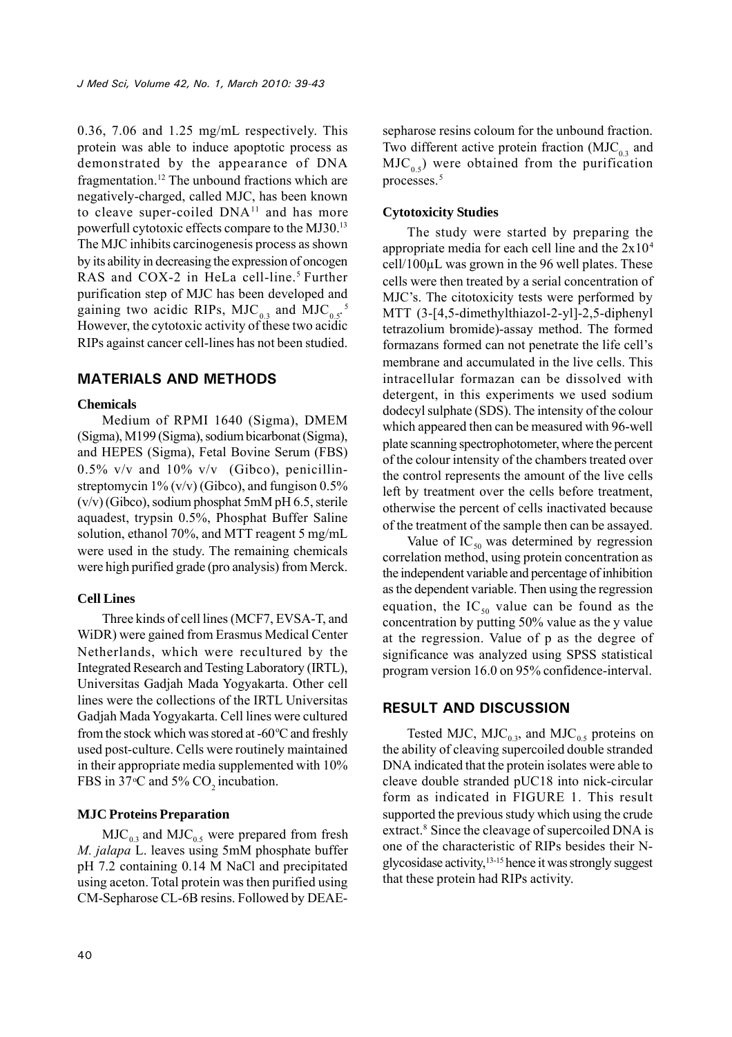0.36, 7.06 and 1.25 mg/mL respectively. This protein was able to induce apoptotic process as demonstrated by the appearance of DNA fragmentation.[12] The unbound fractions which are negatively-charged, called MJC, has been known to cleave super-coiled DNA[11] and has more powerfull cytotoxic effects compare to the MJ30.[13] The MJC inhibits carcinogenesis process as shown by its ability in decreasing the expression of oncogen RAS and COX-2 in HeLa cell-line.[5] Further purification step of MJC has been developed and gaining two acidic RIPs, $MJC_{0.3}$ and $MJC_{0.5}$.[5] However, the cytotoxic activity of these two acidic RIPs against cancer cell-lines has not been studied.

## MATERIALS AND METHODS

### Chemicals

Medium of RPMI 1640 (Sigma), DMEM (Sigma), M199 (Sigma), sodium bicarbonat (Sigma), and HEPES (Sigma), Fetal Bovine Serum (FBS) 0.5% v/v and 10% v/v (Gibco), penicillin-streptomycin 1% (v/v) (Gibco), and fungison 0.5% (v/v) (Gibco), sodium phosphat 5mM pH 6.5, sterile aquadest, trypsin 0.5%, Phosphat Buffer Saline solution, ethanol 70%, and MTT reagent 5 mg/mL were used in the study. The remaining chemicals were high purified grade (pro analysis) from Merck.

### Cell Lines

Three kinds of cell lines (MCF7, EVSA-T, and WiDR) were gained from Erasmus Medical Center Netherlands, which were recultured by the Integrated Research and Testing Laboratory (IRTL), Universitas Gadjah Mada Yogyakarta. Other cell lines were the collections of the IRTL Universitas Gadjah Mada Yogyakarta. Cell lines were cultured from the stock which was stored at -60°C and freshly used post-culture. Cells were routinely maintained in their appropriate media supplemented with 10% FBS in 37°C and 5% $CO_2$ incubation.

### MJC Proteins Preparation

$MJC_{0.3}$ and $MJC_{0.5}$ were prepared from fresh *M. jalapa* L. leaves using 5mM phosphate buffer pH 7.2 containing 0.14 M NaCl and precipitated using aceton. Total protein was then purified using CM-Sepharose CL-6B resins. Followed by DEAE-sepharose resins coloum for the unbound fraction. Two different active protein fraction ($MJC_{0.3}$ and $MJC_{0.5}$) were obtained from the purification processes.[5]

### Cytotoxicity Studies

The study were started by preparing the appropriate media for each cell line and the $2x10^4$ cell/100µL was grown in the 96 well plates. These cells were then treated by a serial concentration of MJC's. The citotoxicity tests were performed by MTT (3-[4,5-dimethylthiazol-2-yl]-2,5-diphenyl tetrazolium bromide)-assay method. The formed formazans formed can not penetrate the life cell's membrane and accumulated in the live cells. This intracellular formazan can be dissolved with detergent, in this experiments we used sodium dodecyl sulphate (SDS). The intensity of the colour which appeared then can be measured with 96-well plate scanning spectrophotometer, where the percent of the colour intensity of the chambers treated over the control represents the amount of the live cells left by treatment over the cells before treatment, otherwise the percent of cells inactivated because of the treatment of the sample then can be assayed.

Value of $IC_{50}$ was determined by regression correlation method, using protein concentration as the independent variable and percentage of inhibition as the dependent variable. Then using the regression equation, the $IC_{50}$ value can be found as the concentration by putting 50% value as the y value at the regression. Value of p as the degree of significance was analyzed using SPSS statistical program version 16.0 on 95% confidence-interval.

## RESULT AND DISCUSSION

Tested MJC, $MJC_{0.3}$, and $MJC_{0.5}$ proteins on the ability of cleaving supercoiled double stranded DNA indicated that the protein isolates were able to cleave double stranded pUC18 into nick-circular form as indicated in FIGURE 1. This result supported the previous study which using the crude extract.[8] Since the cleavage of supercoiled DNA is one of the characteristic of RIPs besides their N-glycosidase activity,[13-15] hence it was strongly suggest that these protein had RIPs activity.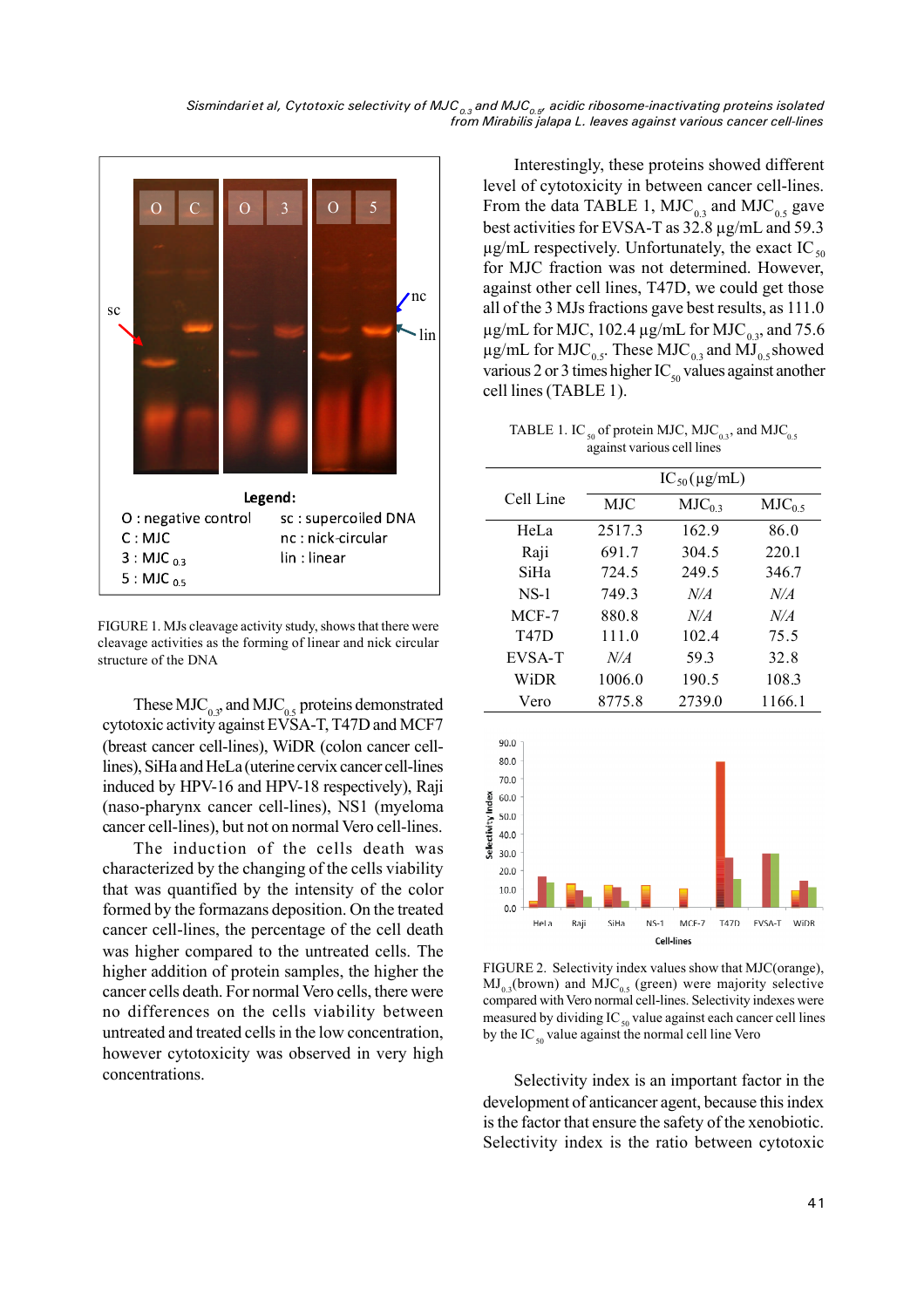Legend:
O : negative control
C : MJC
3 : MJC 0.3
5 : MJC 0.5
sc : supercoiled DNA
nc : nick-circular
lin : linear

FIGURE 1. MJs cleavage activity study, shows that there were cleavage activities as the forming of linear and nick circular structure of the DNA

These $MJC_{0.3}$, and $MJC_{0.5}$ proteins demonstrated cytotoxic activity against EVSA-T, T47D and MCF7 (breast cancer cell-lines), WiDR (colon cancer cell-lines), SiHa and HeLa (uterine cervix cancer cell-lines induced by HPV-16 and HPV-18 respectively), Raji (naso-pharynx cancer cell-lines), NS1 (myeloma cancer cell-lines), but not on normal Vero cell-lines.

The induction of the cells death was characterized by the changing of the cells viability that was quantified by the intensity of the color formed by the formazans deposition. On the treated cancer cell-lines, the percentage of the cell death was higher compared to the untreated cells. The higher addition of protein samples, the higher the cancer cells death. For normal Vero cells, there were no differences on the cells viability between untreated and treated cells in the low concentration, however cytotoxicity was observed in very high concentrations.

Interestingly, these proteins showed different level of cytotoxicity in between cancer cell-lines. From the data TABLE 1, $MJC_{0.3}$ and $MJC_{0.5}$ gave best activities for EVSA-T as 32.8 µg/mL and 59.3 µg/mL respectively. Unfortunately, the exact $IC_{50}$ for MJC fraction was not determined. However, against other cell lines, T47D, we could get those all of the 3 MJs fractions gave best results, as 111.0 µg/mL for MJC, 102.4 µg/mL for $MJC_{0.3}$, and 75.6 µg/mL for $MJC_{0.5}$. These $MJC_{0.3}$ and $MJ_{0.5}$ showed various 2 or 3 times higher $IC_{50}$ values against another cell lines (TABLE 1).

TABLE 1. $IC_{50}$ of protein MJC, $MJC_{0.3}$, and $MJC_{0.5}$ against various cell lines

| Cell Line | $IC_{50}$ (µg/mL) | | |
|---|---|---|---|
| | MJC | $MJC_{0.3}$ | $MJC_{0.5}$ |
| HeLa | 2517.3 | 162.9 | 86.0 |
| Raji | 691.7 | 304.5 | 220.1 |
| SiHa | 724.5 | 249.5 | 346.7 |
| NS-1 | 749.3 | *N/A* | *N/A* |
| MCF-7 | 880.8 | *N/A* | *N/A* |
| T47D | 111.0 | 102.4 | 75.5 |
| EVSA-T | *N/A* | 59.3 | 32.8 |
| WiDR | 1006.0 | 190.5 | 108.3 |
| Vero | 8775.8 | 2739.0 | 1166.1 |

FIGURE 2. Selectivity index values show that MJC(orange), $MJ_{0.3}$(brown) and $MJC_{0.5}$ (green) were majority selective compared with Vero normal cell-lines. Selectivity indexes were measured by dividing $IC_{50}$ value against each cancer cell lines by the $IC_{50}$ value against the normal cell line Vero

Selectivity index is an important factor in the development of anticancer agent, because this index is the factor that ensure the safety of the xenobiotic. Selectivity index is the ratio between cytotoxic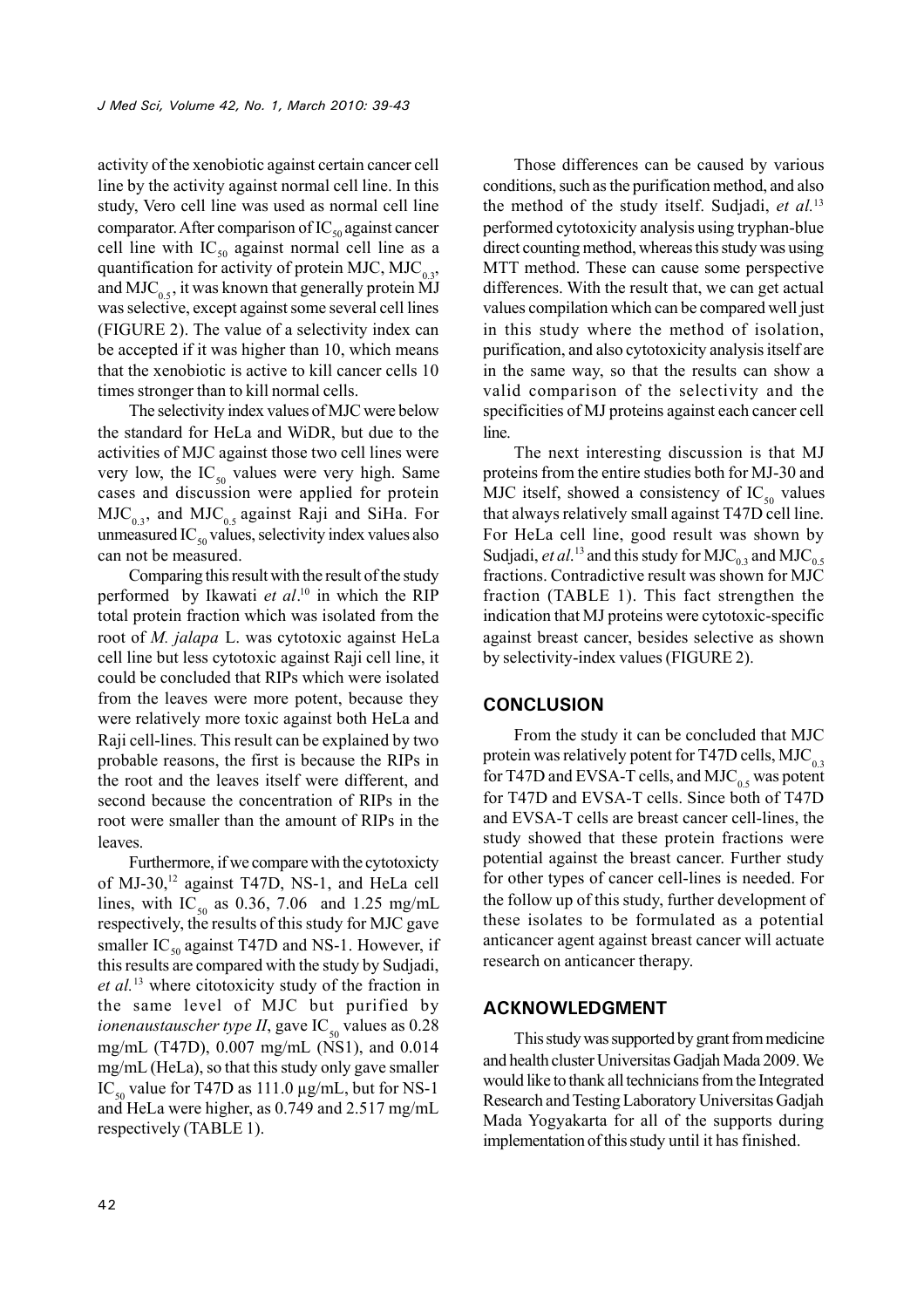activity of the xenobiotic against certain cancer cell line by the activity against normal cell line. In this study, Vero cell line was used as normal cell line comparator. After comparison of $IC_{50}$ against cancer cell line with $IC_{50}$ against normal cell line as a quantification for activity of protein MJC, $MJC_{0.3}$, and $MJC_{0.5}$, it was known that generally protein MJ was selective, except against some several cell lines (FIGURE 2). The value of a selectivity index can be accepted if it was higher than 10, which means that the xenobiotic is active to kill cancer cells 10 times stronger than to kill normal cells.

The selectivity index values of MJC were below the standard for HeLa and WiDR, but due to the activities of MJC against those two cell lines were very low, the $IC_{50}$ values were very high. Same cases and discussion were applied for protein $MJC_{0.3}$, and $MJC_{0.5}$ against Raji and SiHa. For unmeasured $IC_{50}$ values, selectivity index values also can not be measured.

Comparing this result with the result of the study performed by Ikawati *et al*.[10] in which the RIP total protein fraction which was isolated from the root of *M. jalapa* L. was cytotoxic against HeLa cell line but less cytotoxic against Raji cell line, it could be concluded that RIPs which were isolated from the leaves were more potent, because they were relatively more toxic against both HeLa and Raji cell-lines. This result can be explained by two probable reasons, the first is because the RIPs in the root and the leaves itself were different, and second because the concentration of RIPs in the root were smaller than the amount of RIPs in the leaves.

Furthermore, if we compare with the cytotoxicty of MJ-30,[12] against T47D, NS-1, and HeLa cell lines, with $IC_{50}$ as 0.36, 7.06 and 1.25 mg/mL respectively, the results of this study for MJC gave smaller $IC_{50}$ against T47D and NS-1. However, if this results are compared with the study by Sudjadi, *et al.*[13] where citotoxicity study of the fraction in the same level of MJC but purified by *ionenaustauscher type II*, gave $IC_{50}$ values as 0.28 mg/mL (T47D), 0.007 mg/mL (NS1), and 0.014 mg/mL (HeLa), so that this study only gave smaller $IC_{50}$ value for T47D as 111.0 µg/mL, but for NS-1 and HeLa were higher, as 0.749 and 2.517 mg/mL respectively (TABLE 1).

Those differences can be caused by various conditions, such as the purification method, and also the method of the study itself. Sudjadi, *et al.*[13] performed cytotoxicity analysis using tryphan-blue direct counting method, whereas this study was using MTT method. These can cause some perspective differences. With the result that, we can get actual values compilation which can be compared well just in this study where the method of isolation, purification, and also cytotoxicity analysis itself are in the same way, so that the results can show a valid comparison of the selectivity and the specificities of MJ proteins against each cancer cell line.

The next interesting discussion is that MJ proteins from the entire studies both for MJ-30 and MJC itself, showed a consistency of $IC_{50}$ values that always relatively small against T47D cell line. For HeLa cell line, good result was shown by Sudjadi, *et al.*[13] and this study for $MJC_{0.3}$ and $MJC_{0.5}$ fractions. Contradictive result was shown for MJC fraction (TABLE 1). This fact strengthen the indication that MJ proteins were cytotoxic-specific against breast cancer, besides selective as shown by selectivity-index values (FIGURE 2).

## CONCLUSION

From the study it can be concluded that MJC protein was relatively potent for T47D cells, $MJC_{0.3}$ for T47D and EVSA-T cells, and $MJC_{0.5}$ was potent for T47D and EVSA-T cells. Since both of T47D and EVSA-T cells are breast cancer cell-lines, the study showed that these protein fractions were potential against the breast cancer. Further study for other types of cancer cell-lines is needed. For the follow up of this study, further development of these isolates to be formulated as a potential anticancer agent against breast cancer will actuate research on anticancer therapy.

## ACKNOWLEDGMENT

This study was supported by grant from medicine and health cluster Universitas Gadjah Mada 2009. We would like to thank all technicians from the Integrated Research and Testing Laboratory Universitas Gadjah Mada Yogyakarta for all of the supports during implementation of this study until it has finished.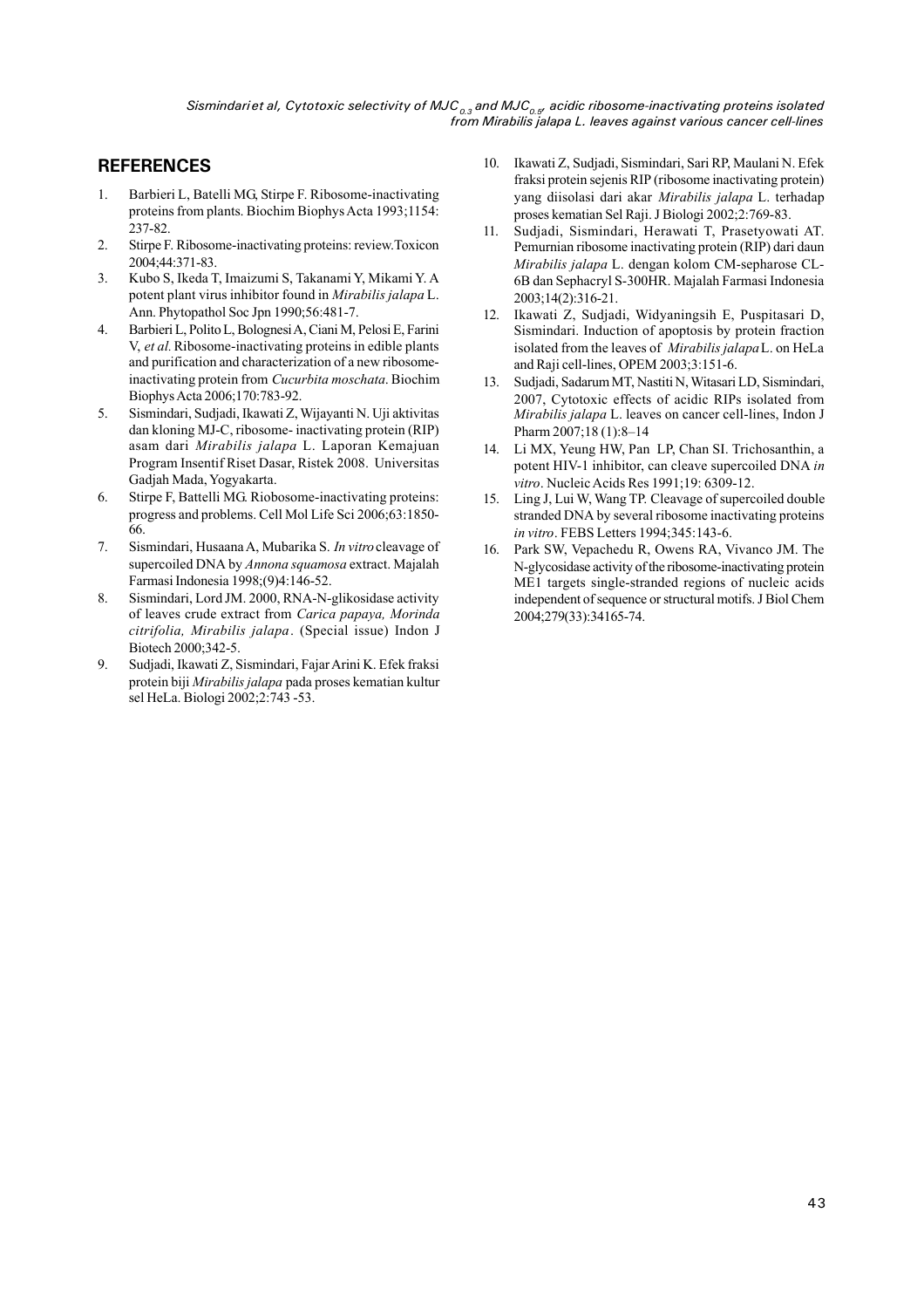## REFERENCES

1. Barbieri L, Batelli MG, Stirpe F. Ribosome-inactivating proteins from plants. Biochim Biophys Acta 1993;1154: 237-82.
2. Stirpe F. Ribosome-inactivating proteins: review.Toxicon 2004;44:371-83.
3. Kubo S, Ikeda T, Imaizumi S, Takanami Y, Mikami Y. A potent plant virus inhibitor found in *Mirabilis jalapa* L. Ann. Phytopathol Soc Jpn 1990;56:481-7.
4. Barbieri L, Polito L, Bolognesi A, Ciani M, Pelosi E, Farini V, *et al.* Ribosome-inactivating proteins in edible plants and purification and characterization of a new ribosome-inactivating protein from *Cucurbita moschata*. Biochim Biophys Acta 2006;170:783-92.
5. Sismindari, Sudjadi, Ikawati Z, Wijayanti N. Uji aktivitas dan kloning MJ-C, ribosome- inactivating protein (RIP) asam dari *Mirabilis jalapa* L. Laporan Kemajuan Program Insentif Riset Dasar, Ristek 2008. Universitas Gadjah Mada, Yogyakarta.
6. Stirpe F, Battelli MG. Riobosome-inactivating proteins: progress and problems. Cell Mol Life Sci 2006;63:1850-66.
7. Sismindari, Husaana A, Mubarika S. *In vitro* cleavage of supercoiled DNA by *Annona squamosa* extract. Majalah Farmasi Indonesia 1998;(9)4:146-52.
8. Sismindari, Lord JM. 2000, RNA-N-glikosidase activity of leaves crude extract from *Carica papaya, Morinda citrifolia, Mirabilis jalapa*. (Special issue) Indon J Biotech 2000;342-5.
9. Sudjadi, Ikawati Z, Sismindari, Fajar Arini K. Efek fraksi protein biji *Mirabilis jalapa* pada proses kematian kultur sel HeLa. Biologi 2002;2:743 -53.
10. Ikawati Z, Sudjadi, Sismindari, Sari RP, Maulani N. Efek fraksi protein sejenis RIP (ribosome inactivating protein) yang diisolasi dari akar *Mirabilis jalapa* L. terhadap proses kematian Sel Raji. J Biologi 2002;2:769-83.
11. Sudjadi, Sismindari, Herawati T, Prasetyowati AT. Pemurnian ribosome inactivating protein (RIP) dari daun *Mirabilis jalapa* L. dengan kolom CM-sepharose CL-6B dan Sephacryl S-300HR. Majalah Farmasi Indonesia 2003;14(2):316-21.
12. Ikawati Z, Sudjadi, Widyaningsih E, Puspitasari D, Sismindari. Induction of apoptosis by protein fraction isolated from the leaves of *Mirabilis jalapa* L. on HeLa and Raji cell-lines, OPEM 2003;3:151-6.
13. Sudjadi, Sadarum MT, Nastiti N, Witasari LD, Sismindari, 2007, Cytotoxic effects of acidic RIPs isolated from *Mirabilis jalapa* L. leaves on cancer cell-lines, Indon J Pharm 2007;18 (1):8–14
14. Li MX, Yeung HW, Pan LP, Chan SI. Trichosanthin, a potent HIV-1 inhibitor, can cleave supercoiled DNA *in vitro*. Nucleic Acids Res 1991;19: 6309-12.
15. Ling J, Lui W, Wang TP. Cleavage of supercoiled double stranded DNA by several ribosome inactivating proteins *in vitro*. FEBS Letters 1994;345:143-6.
16. Park SW, Vepachedu R, Owens RA, Vivanco JM. The N-glycosidase activity of the ribosome-inactivating protein ME1 targets single-stranded regions of nucleic acids independent of sequence or structural motifs. J Biol Chem 2004;279(33):34165-74.